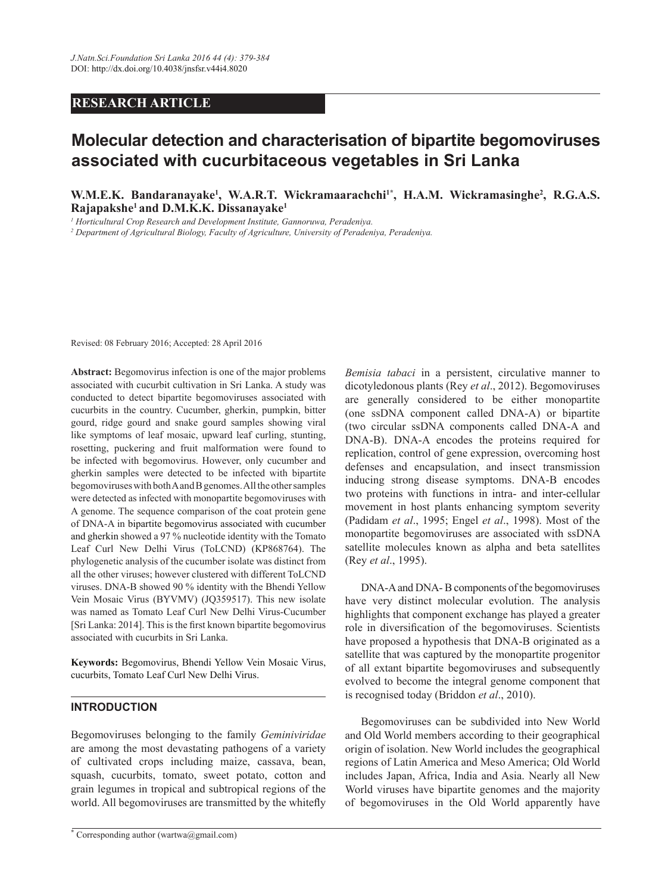RESEARCH ARTICLE

# Molecular detection and characterisation of bipartite begomoviruses associated with cucurbitaceous vegetables in Sri Lanka

**W.M.E.K. Bandaranayake[1], W.A.R.T. Wickramaarachchi[1*], H.A.M. Wickramasinghe[2], R.G.A.S. Rajapakshe[1] and D.M.K.K. Dissanayake[1]**

[1] *Horticultural Crop Research and Development Institute, Gannoruwa, Peradeniya.*

[2] *Department of Agricultural Biology, Faculty of Agriculture, University of Peradeniya, Peradeniya.*

Revised: 08 February 2016; Accepted: 28 April 2016

**Abstract:** Begomovirus infection is one of the major problems associated with cucurbit cultivation in Sri Lanka. A study was conducted to detect bipartite begomoviruses associated with cucurbits in the country. Cucumber, gherkin, pumpkin, bitter gourd, ridge gourd and snake gourd samples showing viral like symptoms of leaf mosaic, upward leaf curling, stunting, rosetting, puckering and fruit malformation were found to be infected with begomovirus. However, only cucumber and gherkin samples were detected to be infected with bipartite begomoviruses with both A and B genomes. All the other samples were detected as infected with monopartite begomoviruses with A genome. The sequence comparison of the coat protein gene of DNA-A in bipartite begomovirus associated with cucumber and gherkin showed a 97 % nucleotide identity with the Tomato Leaf Curl New Delhi Virus (ToLCND) (KP868764). The phylogenetic analysis of the cucumber isolate was distinct from all the other viruses; however clustered with different ToLCND viruses. DNA-B showed 90 % identity with the Bhendi Yellow Vein Mosaic Virus (BYVMV) (JQ359517). This new isolate was named as Tomato Leaf Curl New Delhi Virus-Cucumber [Sri Lanka: 2014]. This is the first known bipartite begomovirus associated with cucurbits in Sri Lanka.

**Keywords:** Begomovirus, Bhendi Yellow Vein Mosaic Virus, cucurbits, Tomato Leaf Curl New Delhi Virus.

## INTRODUCTION

Begomoviruses belonging to the family *Geminiviridae* are among the most devastating pathogens of a variety of cultivated crops including maize, cassava, bean, squash, cucurbits, tomato, sweet potato, cotton and grain legumes in tropical and subtropical regions of the world. All begomoviruses are transmitted by the whitefly *Bemisia tabaci* in a persistent, circulative manner to dicotyledonous plants (Rey *et al*., 2012). Begomoviruses are generally considered to be either monopartite (one ssDNA component called DNA-A) or bipartite (two circular ssDNA components called DNA-A and DNA-B). DNA-A encodes the proteins required for replication, control of gene expression, overcoming host defenses and encapsulation, and insect transmission inducing strong disease symptoms. DNA-B encodes two proteins with functions in intra- and inter-cellular movement in host plants enhancing symptom severity (Padidam *et al*., 1995; Engel *et al*., 1998). Most of the monopartite begomoviruses are associated with ssDNA satellite molecules known as alpha and beta satellites (Rey *et al*., 1995).

DNA-A and DNA- B components of the begomoviruses have very distinct molecular evolution. The analysis highlights that component exchange has played a greater role in diversification of the begomoviruses. Scientists have proposed a hypothesis that DNA-B originated as a satellite that was captured by the monopartite progenitor of all extant bipartite begomoviruses and subsequently evolved to become the integral genome component that is recognised today (Briddon *et al*., 2010).

Begomoviruses can be subdivided into New World and Old World members according to their geographical origin of isolation. New World includes the geographical regions of Latin America and Meso America; Old World includes Japan, Africa, India and Asia. Nearly all New World viruses have bipartite genomes and the majority of begomoviruses in the Old World apparently have

* Corresponding author (wartwa@gmail.com)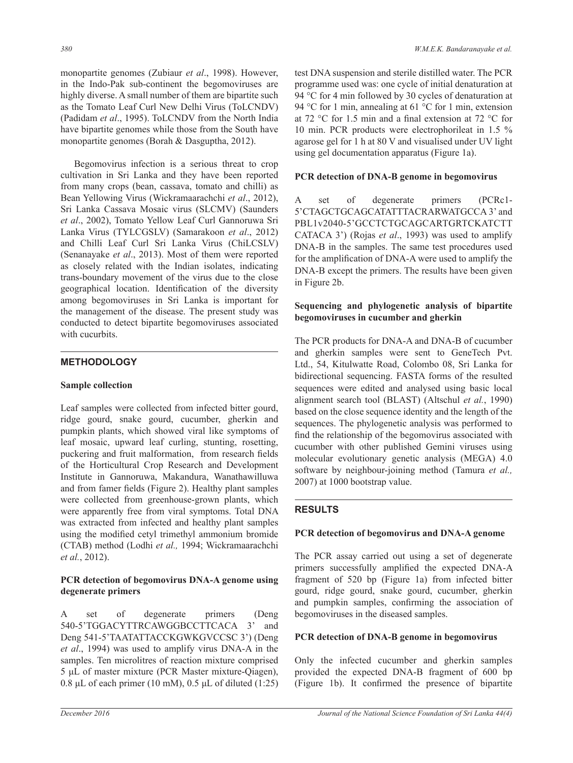monopartite genomes (Zubiaur *et al*., 1998). However, in the Indo-Pak sub-continent the begomoviruses are highly diverse. A small number of them are bipartite such as the Tomato Leaf Curl New Delhi Virus (ToLCNDV) (Padidam *et al*., 1995). ToLCNDV from the North India have bipartite genomes while those from the South have monopartite genomes (Borah & Dasguptha, 2012).

Begomovirus infection is a serious threat to crop cultivation in Sri Lanka and they have been reported from many crops (bean, cassava, tomato and chilli) as Bean Yellowing Virus (Wickramaarachchi *et al*., 2012), Sri Lanka Cassava Mosaic virus (SLCMV) (Saunders *et al*., 2002), Tomato Yellow Leaf Curl Gannoruwa Sri Lanka Virus (TYLCGSLV) (Samarakoon *et al*., 2012) and Chilli Leaf Curl Sri Lanka Virus (ChiLCSLV) (Senanayake *et al*., 2013). Most of them were reported as closely related with the Indian isolates, indicating trans-boundary movement of the virus due to the close geographical location. Identification of the diversity among begomoviruses in Sri Lanka is important for the management of the disease. The present study was conducted to detect bipartite begomoviruses associated with cucurbits.

## METHODOLOGY

### Sample collection

Leaf samples were collected from infected bitter gourd, ridge gourd, snake gourd, cucumber, gherkin and pumpkin plants, which showed viral like symptoms of leaf mosaic, upward leaf curling, stunting, rosetting, puckering and fruit malformation, from research fields of the Horticultural Crop Research and Development Institute in Gannoruwa, Makandura, Wanathawilluwa and from famer fields (Figure 2). Healthy plant samples were collected from greenhouse-grown plants, which were apparently free from viral symptoms. Total DNA was extracted from infected and healthy plant samples using the modified cetyl trimethyl ammonium bromide (CTAB) method (Lodhi *et al.,* 1994; Wickramaarachchi *et al.*, 2012).

### PCR detection of begomovirus DNA-A genome using degenerate primers

A set of degenerate primers (Deng 540-5'TGGACYTTRCAWGGBCCTTCACA 3' and Deng 541-5'TAATATTACCKGWKGVCCSC 3') (Deng *et al*., 1994) was used to amplify virus DNA-A in the samples. Ten microlitres of reaction mixture comprised 5 µL of master mixture (PCR Master mixture-Qiagen), 0.8 µL of each primer (10 mM), 0.5 µL of diluted (1:25) test DNA suspension and sterile distilled water. The PCR programme used was: one cycle of initial denaturation at 94 °C for 4 min followed by 30 cycles of denaturation at 94 °C for 1 min, annealing at 61 °C for 1 min, extension at 72 °C for 1.5 min and a final extension at 72 °C for 10 min. PCR products were electrophorileat in 1.5 % agarose gel for 1 h at 80 V and visualised under UV light using gel documentation apparatus (Figure 1a).

### PCR detection of DNA-B genome in begomovirus

A set of degenerate primers (PCRc1-5'CTAGCTGCAGCATATTTACRARWATGCCA 3' and PBL1v2040-5'GCCTCTGCAGCARTGRTCKATCTT CATACA 3') (Rojas *et al*., 1993) was used to amplify DNA-B in the samples. The same test procedures used for the amplification of DNA-A were used to amplify the DNA-B except the primers. The results have been given in Figure 2b.

### Sequencing and phylogenetic analysis of bipartite begomoviruses in cucumber and gherkin

The PCR products for DNA-A and DNA-B of cucumber and gherkin samples were sent to GeneTech Pvt. Ltd., 54, Kitulwatte Road, Colombo 08, Sri Lanka for bidirectional sequencing. FASTA forms of the resulted sequences were edited and analysed using basic local alignment search tool (BLAST) (Altschul *et al.*, 1990) based on the close sequence identity and the length of the sequences. The phylogenetic analysis was performed to find the relationship of the begomovirus associated with cucumber with other published Gemini viruses using molecular evolutionary genetic analysis (MEGA) 4.0 software by neighbour-joining method (Tamura *et al.,* 2007) at 1000 bootstrap value.

## RESULTS

### PCR detection of begomovirus and DNA-A genome

The PCR assay carried out using a set of degenerate primers successfully amplified the expected DNA-A fragment of 520 bp (Figure 1a) from infected bitter gourd, ridge gourd, snake gourd, cucumber, gherkin and pumpkin samples, confirming the association of begomoviruses in the diseased samples.

### PCR detection of DNA-B genome in begomovirus

Only the infected cucumber and gherkin samples provided the expected DNA-B fragment of 600 bp (Figure 1b). It confirmed the presence of bipartite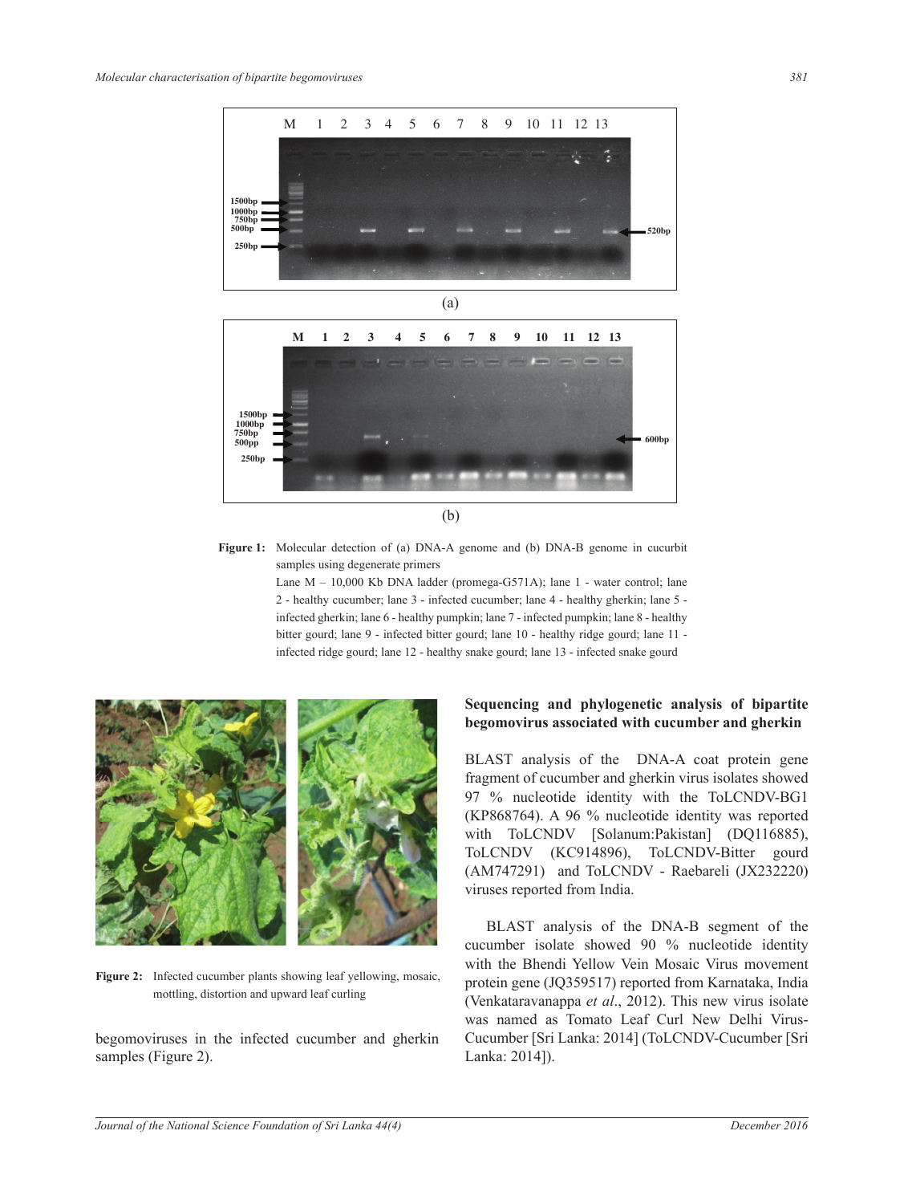Figure 1: Molecular detection of (a) DNA-A genome and (b) DNA-B genome in cucurbit samples using degenerate primers

Lane M – 10,000 Kb DNA ladder (promega-G571A); lane 1 - water control; lane 2 - healthy cucumber; lane 3 - infected cucumber; lane 4 - healthy gherkin; lane 5 - infected gherkin; lane 6 - healthy pumpkin; lane 7 - infected pumpkin; lane 8 - healthy bitter gourd; lane 9 - infected bitter gourd; lane 10 - healthy ridge gourd; lane 11 - infected ridge gourd; lane 12 - healthy snake gourd; lane 13 - infected snake gourd

Figure 2: Infected cucumber plants showing leaf yellowing, mosaic, mottling, distortion and upward leaf curling

begomoviruses in the infected cucumber and gherkin samples (Figure 2).

**Sequencing and phylogenetic analysis of bipartite begomovirus associated with cucumber and gherkin**

BLAST analysis of the DNA-A coat protein gene fragment of cucumber and gherkin virus isolates showed 97 % nucleotide identity with the ToLCNDV-BG1 (KP868764). A 96 % nucleotide identity was reported with ToLCNDV [Solanum:Pakistan] (DQ116885), ToLCNDV (KC914896), ToLCNDV-Bitter gourd (AM747291) and ToLCNDV - Raebareli (JX232220) viruses reported from India.

BLAST analysis of the DNA-B segment of the cucumber isolate showed 90 % nucleotide identity with the Bhendi Yellow Vein Mosaic Virus movement protein gene (JQ359517) reported from Karnataka, India (Venkataravanappa *et al*., 2012). This new virus isolate was named as Tomato Leaf Curl New Delhi Virus-Cucumber [Sri Lanka: 2014] (ToLCNDV-Cucumber [Sri Lanka: 2014]).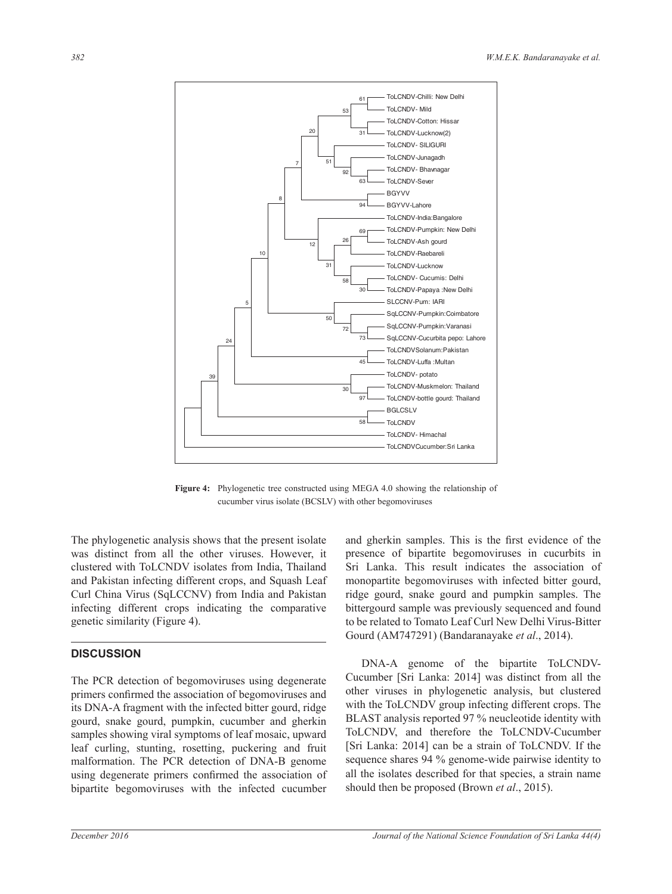**Figure 4:** Phylogenetic tree constructed using MEGA 4.0 showing the relationship of cucumber virus isolate (BCSLV) with other begomoviruses

The phylogenetic analysis shows that the present isolate was distinct from all the other viruses. However, it clustered with ToLCNDV isolates from India, Thailand and Pakistan infecting different crops, and Squash Leaf Curl China Virus (SqLCCNV) from India and Pakistan infecting different crops indicating the comparative genetic similarity (Figure 4).

## DISCUSSION

The PCR detection of begomoviruses using degenerate primers confirmed the association of begomoviruses and its DNA-A fragment with the infected bitter gourd, ridge gourd, snake gourd, pumpkin, cucumber and gherkin samples showing viral symptoms of leaf mosaic, upward leaf curling, stunting, rosetting, puckering and fruit malformation. The PCR detection of DNA-B genome using degenerate primers confirmed the association of bipartite begomoviruses with the infected cucumber and gherkin samples. This is the first evidence of the presence of bipartite begomoviruses in cucurbits in Sri Lanka. This result indicates the association of monopartite begomoviruses with infected bitter gourd, ridge gourd, snake gourd and pumpkin samples. The bittergourd sample was previously sequenced and found to be related to Tomato Leaf Curl New Delhi Virus-Bitter Gourd (AM747291) (Bandaranayake *et al*., 2014).

DNA-A genome of the bipartite ToLCNDV-Cucumber [Sri Lanka: 2014] was distinct from all the other viruses in phylogenetic analysis, but clustered with the ToLCNDV group infecting different crops. The BLAST analysis reported 97 % neucleotide identity with ToLCNDV, and therefore the ToLCNDV-Cucumber [Sri Lanka: 2014] can be a strain of ToLCNDV. If the sequence shares 94 % genome-wide pairwise identity to all the isolates described for that species, a strain name should then be proposed (Brown *et al*., 2015).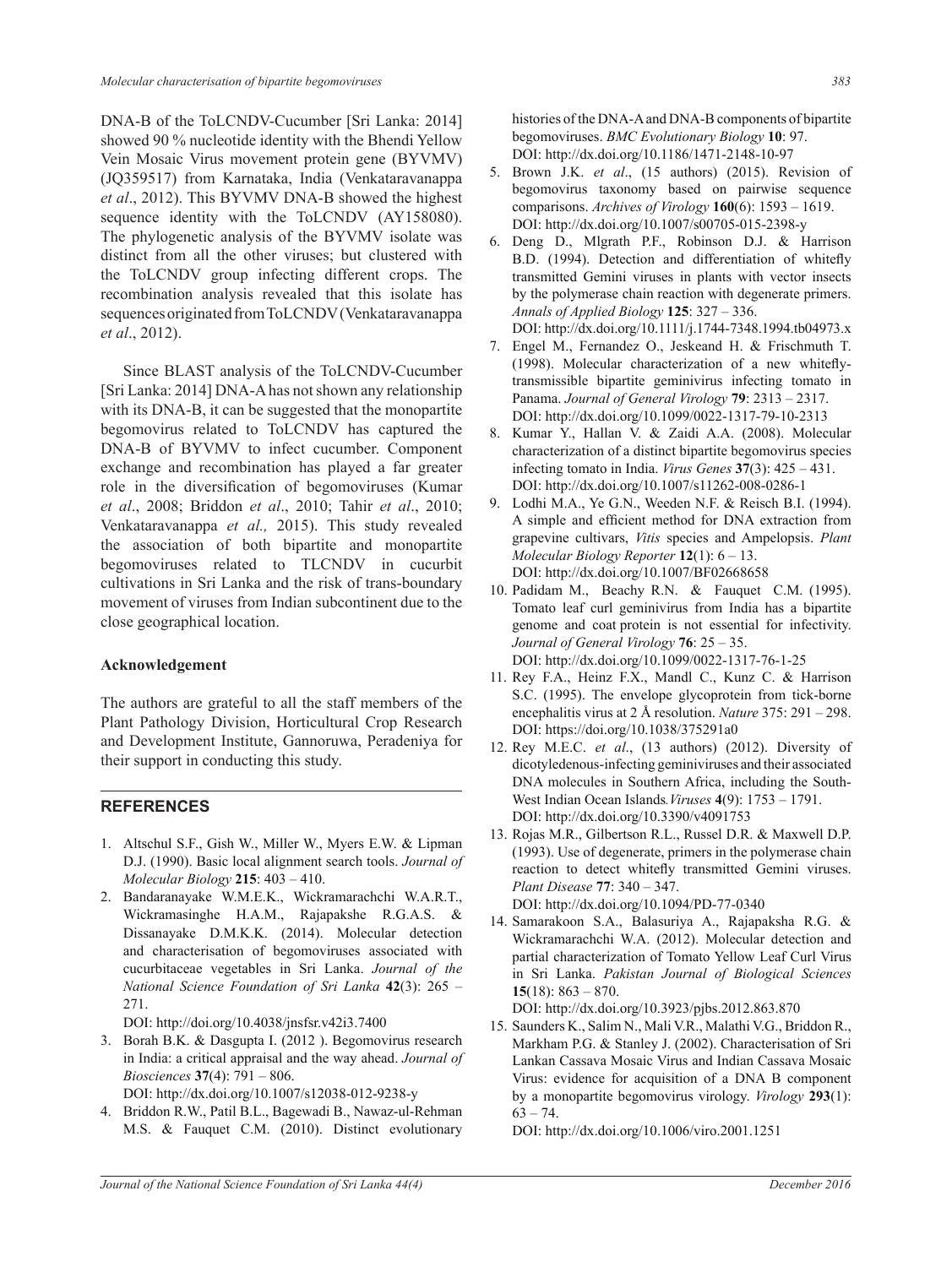DNA-B of the ToLCNDV-Cucumber [Sri Lanka: 2014] showed 90 % nucleotide identity with the Bhendi Yellow Vein Mosaic Virus movement protein gene (BYVMV) (JQ359517) from Karnataka, India (Venkataravanappa *et al*., 2012). This BYVMV DNA-B showed the highest sequence identity with the ToLCNDV (AY158080). The phylogenetic analysis of the BYVMV isolate was distinct from all the other viruses; but clustered with the ToLCNDV group infecting different crops. The recombination analysis revealed that this isolate has sequences originated from ToLCNDV (Venkataravanappa *et al*., 2012).

Since BLAST analysis of the ToLCNDV-Cucumber [Sri Lanka: 2014] DNA-A has not shown any relationship with its DNA-B, it can be suggested that the monopartite begomovirus related to ToLCNDV has captured the DNA-B of BYVMV to infect cucumber. Component exchange and recombination has played a far greater role in the diversification of begomoviruses (Kumar *et al*., 2008; Briddon *et al*., 2010; Tahir *et al*., 2010; Venkataravanappa *et al.,* 2015). This study revealed the association of both bipartite and monopartite begomoviruses related to TLCNDV in cucurbit cultivations in Sri Lanka and the risk of trans-boundary movement of viruses from Indian subcontinent due to the close geographical location.

**Acknowledgement**

The authors are grateful to all the staff members of the Plant Pathology Division, Horticultural Crop Research and Development Institute, Gannoruwa, Peradeniya for their support in conducting this study.

## REFERENCES

1. Altschul S.F., Gish W., Miller W., Myers E.W. & Lipman D.J. (1990). Basic local alignment search tools. *Journal of Molecular Biology* **215**: 403 – 410.
2. Bandaranayake W.M.E.K., Wickramarachchi W.A.R.T., Wickramasinghe H.A.M., Rajapakshe R.G.A.S. & Dissanayake D.M.K.K. (2014). Molecular detection and characterisation of begomoviruses associated with cucurbitaceae vegetables in Sri Lanka. *Journal of the National Science Foundation of Sri Lanka* **42**(3): 265 – 271.
   DOI: http://doi.org/10.4038/jnsfsr.v42i3.7400
3. Borah B.K. & Dasgupta I. (2012 ). Begomovirus research in India: a critical appraisal and the way ahead. *Journal of Biosciences* **37**(4): 791 – 806.
   DOI: http://dx.doi.org/10.1007/s12038-012-9238-y
4. Briddon R.W., Patil B.L., Bagewadi B., Nawaz-ul-Rehman M.S. & Fauquet C.M. (2010). Distinct evolutionary histories of the DNA-A and DNA-B components of bipartite begomoviruses. *BMC Evolutionary Biology* **10**: 97.
   DOI: http://dx.doi.org/10.1186/1471-2148-10-97
5. Brown J.K. *et al*., (15 authors) (2015). Revision of begomovirus taxonomy based on pairwise sequence comparisons. *Archives of Virology* **160**(6): 1593 – 1619.
   DOI: http://dx.doi.org/10.1007/s00705-015-2398-y
6. Deng D., Mlgrath P.F., Robinson D.J. & Harrison B.D. (1994). Detection and differentiation of whitefly transmitted Gemini viruses in plants with vector insects by the polymerase chain reaction with degenerate primers. *Annals of Applied Biology* **125**: 327 – 336.
   DOI: http://dx.doi.org/10.1111/j.1744-7348.1994.tb04973.x
7. Engel M., Fernandez O., Jeskeand H. & Frischmuth T. (1998). Molecular characterization of a new whitefly-transmissible bipartite geminivirus infecting tomato in Panama. *Journal of General Virology* **79**: 2313 – 2317.
   DOI: http://dx.doi.org/10.1099/0022-1317-79-10-2313
8. Kumar Y., Hallan V. & Zaidi A.A. (2008). Molecular characterization of a distinct bipartite begomovirus species infecting tomato in India. *Virus Genes* **37**(3): 425 – 431.
   DOI: http://dx.doi.org/10.1007/s11262-008-0286-1
9. Lodhi M.A., Ye G.N., Weeden N.F. & Reisch B.I. (1994). A simple and efficient method for DNA extraction from grapevine cultivars, *Vitis* species and Ampelopsis. *Plant Molecular Biology Reporter* **12**(1): 6 – 13.
   DOI: http://dx.doi.org/10.1007/BF02668658
10. Padidam M., Beachy R.N. & Fauquet C.M. (1995). Tomato leaf curl geminivirus from India has a bipartite genome and coat protein is not essential for infectivity. *Journal of General Virology* **76**: 25 – 35.
    DOI: http://dx.doi.org/10.1099/0022-1317-76-1-25
11. Rey F.A., Heinz F.X., Mandl C., Kunz C. & Harrison S.C. (1995). The envelope glycoprotein from tick-borne encephalitis virus at 2 Å resolution. *Nature* 375: 291 – 298.
    DOI: https://doi.org/10.1038/375291a0
12. Rey M.E.C. *et al*., (13 authors) (2012). Diversity of dicotyledenous-infecting geminiviruses and their associated DNA molecules in Southern Africa, including the South-West Indian Ocean Islands. *Viruses* **4**(9): 1753 – 1791.
    DOI: http://dx.doi.org/10.3390/v4091753
13. Rojas M.R., Gilbertson R.L., Russel D.R. & Maxwell D.P. (1993). Use of degenerate, primers in the polymerase chain reaction to detect whitefly transmitted Gemini viruses. *Plant Disease* **77**: 340 – 347.
    DOI: http://dx.doi.org/10.1094/PD-77-0340
14. Samarakoon S.A., Balasuriya A., Rajapaksha R.G. & Wickramarachchi W.A. (2012). Molecular detection and partial characterization of Tomato Yellow Leaf Curl Virus in Sri Lanka. *Pakistan Journal of Biological Sciences* **15**(18): 863 – 870.
    DOI: http://dx.doi.org/10.3923/pjbs.2012.863.870
15. Saunders K., Salim N., Mali V.R., Malathi V.G., Briddon R., Markham P.G. & Stanley J. (2002). Characterisation of Sri Lankan Cassava Mosaic Virus and Indian Cassava Mosaic Virus: evidence for acquisition of a DNA B component by a monopartite begomovirus virology. *Virology* **293**(1): 63 – 74.
    DOI: http://dx.doi.org/10.1006/viro.2001.1251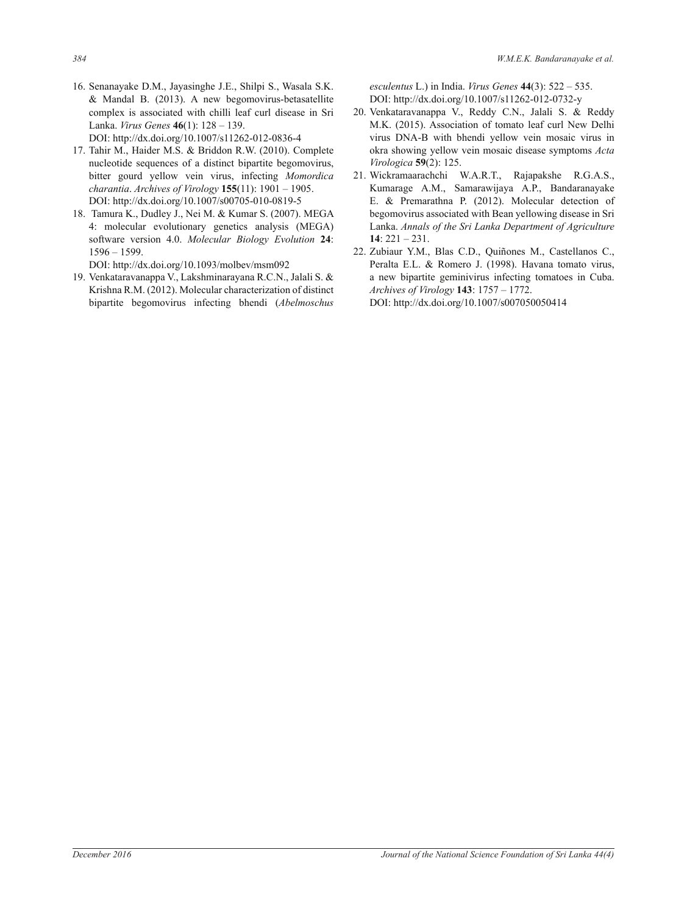16. Senanayake D.M., Jayasinghe J.E., Shilpi S., Wasala S.K. & Mandal B. (2013). A new begomovirus-betasatellite complex is associated with chilli leaf curl disease in Sri Lanka. *Virus Genes* **46**(1): 128 – 139.
    DOI: http://dx.doi.org/10.1007/s11262-012-0836-4
17. Tahir M., Haider M.S. & Briddon R.W. (2010). Complete nucleotide sequences of a distinct bipartite begomovirus, bitter gourd yellow vein virus, infecting *Momordica charantia*. *Archives of Virology* **155**(11): 1901 – 1905.
    DOI: http://dx.doi.org/10.1007/s00705-010-0819-5
18. Tamura K., Dudley J., Nei M. & Kumar S. (2007). MEGA 4: molecular evolutionary genetics analysis (MEGA) software version 4.0. *Molecular Biology Evolution* **24**: 1596 – 1599.
    DOI: http://dx.doi.org/10.1093/molbev/msm092
19. Venkataravanappa V., Lakshminarayana R.C.N., Jalali S. & Krishna R.M. (2012). Molecular characterization of distinct bipartite begomovirus infecting bhendi (*Abelmoschus esculentus* L.) in India. *Virus Genes* **44**(3): 522 – 535.
    DOI: http://dx.doi.org/10.1007/s11262-012-0732-y
20. Venkataravanappa V., Reddy C.N., Jalali S. & Reddy M.K. (2015). Association of tomato leaf curl New Delhi virus DNA-B with bhendi yellow vein mosaic virus in okra showing yellow vein mosaic disease symptoms *Acta Virologica* **59**(2): 125.
21. Wickramaarachchi W.A.R.T., Rajapakshe R.G.A.S., Kumarage A.M., Samarawijaya A.P., Bandaranayake E. & Premarathna P. (2012). Molecular detection of begomovirus associated with Bean yellowing disease in Sri Lanka. *Annals of the Sri Lanka Department of Agriculture* **14**: 221 – 231.
22. Zubiaur Y.M., Blas C.D., Quiñones M., Castellanos C., Peralta E.L. & Romero J. (1998). Havana tomato virus, a new bipartite geminivirus infecting tomatoes in Cuba. *Archives of Virology* **143**: 1757 – 1772.
    DOI: http://dx.doi.org/10.1007/s007050050414